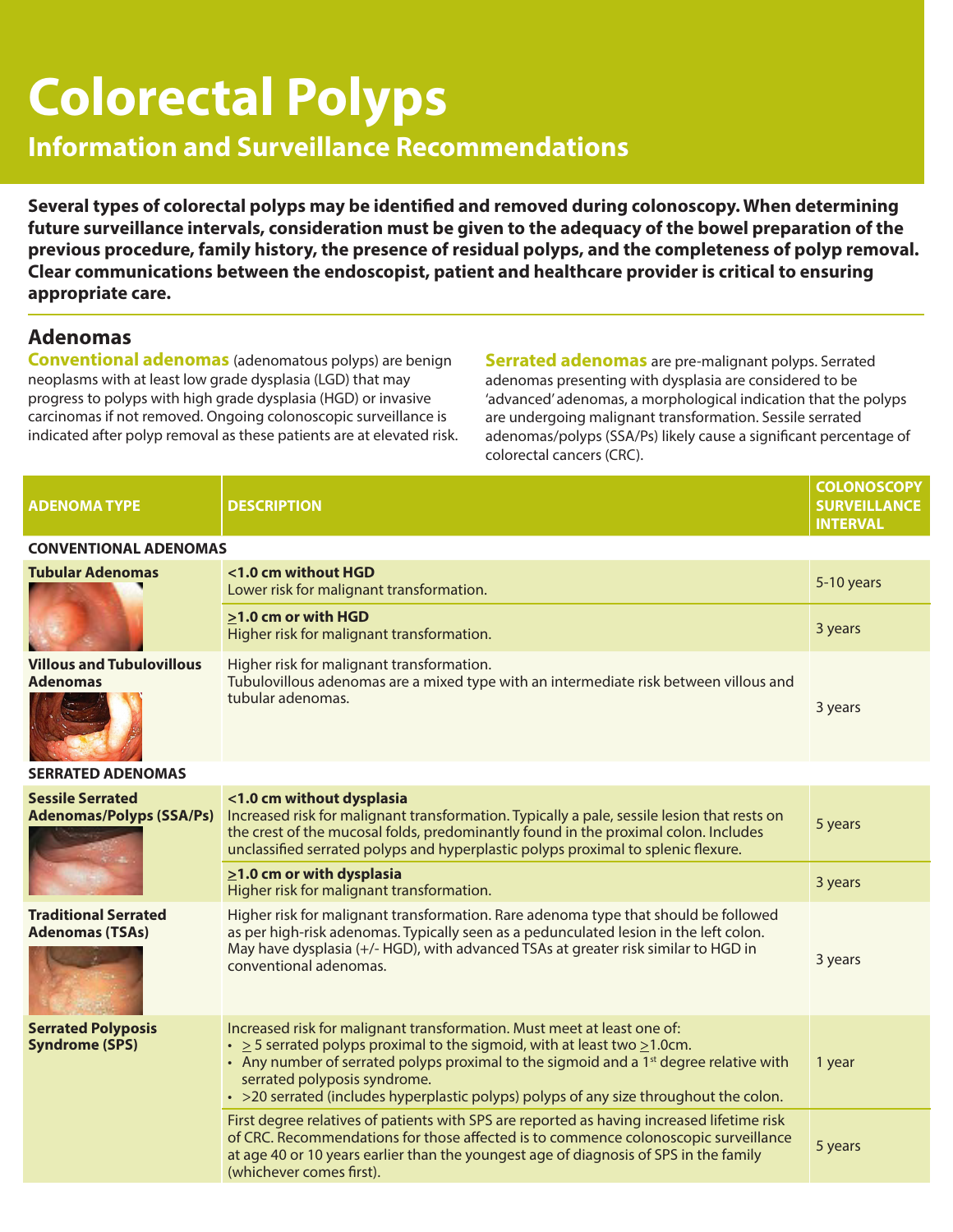# Colorectal Polyps

## Information and Surveillance Recommendations

**Several types of colorectal polyps may be identified and removed during colonoscopy. When determining future surveillance intervals, consideration must be given to the adequacy of the bowel preparation of the previous procedure, family history, the presence of residual polyps, and the completeness of polyp removal. Clear communications between the endoscopist, patient and healthcare provider is critical to ensuring appropriate care.**

### Adenomas

**Conventional adenomas** (adenomatous polyps) are benign neoplasms with at least low grade dysplasia (LGD) that may progress to polyps with high grade dysplasia (HGD) or invasive carcinomas if not removed. Ongoing colonoscopic surveillance is indicated after polyp removal as these patients are at elevated risk.

**Serrated adenomas** are pre-malignant polyps. Serrated adenomas presenting with dysplasia are considered to be 'advanced' adenomas, a morphological indication that the polyps are undergoing malignant transformation. Sessile serrated adenomas/polyps (SSA/Ps) likely cause a significant percentage of colorectal cancers (CRC).

| ADENOMA TYPE | DESCRIPTION | COLONOSCOPY SURVEILLANCE INTERVAL |
|---|---|---|
| **CONVENTIONAL ADENOMAS** | | |
| **Tubular Adenomas** | **<1.0 cm without HGD**<br>Lower risk for malignant transformation. | 5-10 years |
| | **≥1.0 cm or with HGD**<br>Higher risk for malignant transformation. | 3 years |
| **Villous and Tubulovillous Adenomas** | Higher risk for malignant transformation.<br>Tubulovillous adenomas are a mixed type with an intermediate risk between villous and tubular adenomas. | 3 years |
| **SERRATED ADENOMAS** | | |
| **Sessile Serrated Adenomas/Polyps (SSA/Ps)** | **<1.0 cm without dysplasia**<br>Increased risk for malignant transformation. Typically a pale, sessile lesion that rests on the crest of the mucosal folds, predominantly found in the proximal colon. Includes unclassified serrated polyps and hyperplastic polyps proximal to splenic flexure. | 5 years |
| | **≥1.0 cm or with dysplasia**<br>Higher risk for malignant transformation. | 3 years |
| **Traditional Serrated Adenomas (TSAs)** | Higher risk for malignant transformation. Rare adenoma type that should be followed as per high-risk adenomas. Typically seen as a pedunculated lesion in the left colon. May have dysplasia (+/- HGD), with advanced TSAs at greater risk similar to HGD in conventional adenomas. | 3 years |
| **Serrated Polyposis Syndrome (SPS)** | Increased risk for malignant transformation. Must meet at least one of:<br>• ≥ 5 serrated polyps proximal to the sigmoid, with at least two ≥1.0cm.<br>• Any number of serrated polyps proximal to the sigmoid and a 1st degree relative with serrated polyposis syndrome.<br>• >20 serrated (includes hyperplastic polyps) polyps of any size throughout the colon. | 1 year |
| | First degree relatives of patients with SPS are reported as having increased lifetime risk of CRC. Recommendations for those affected is to commence colonoscopic surveillance at age 40 or 10 years earlier than the youngest age of diagnosis of SPS in the family (whichever comes first). | 5 years |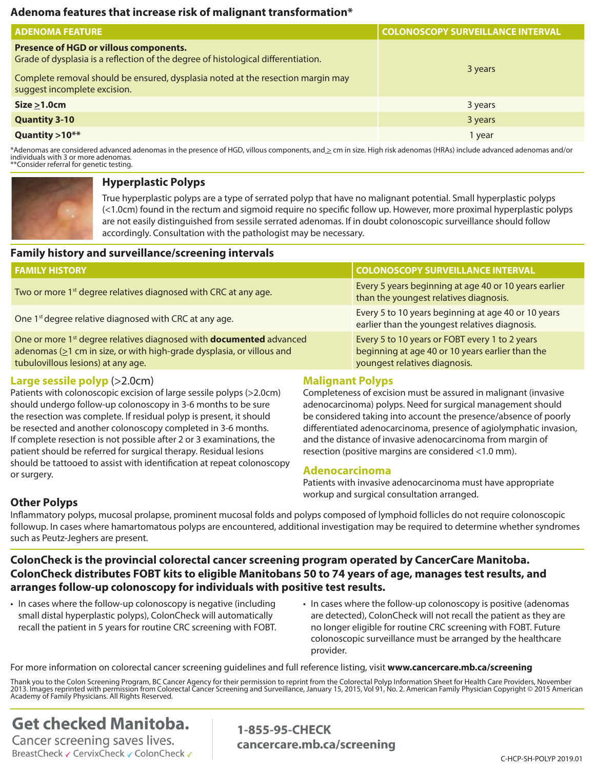## Adenoma features that increase risk of malignant transformation*

| ADENOMA FEATURE | COLONOSCOPY SURVEILLANCE INTERVAL |
|---|---|
| **Presence of HGD or villous components.** Grade of dysplasia is a reflection of the degree of histological differentiation. Complete removal should be ensured, dysplasia noted at the resection margin may suggest incomplete excision. | 3 years |
| **Size ≥1.0cm** | 3 years |
| **Quantity 3-10** | 3 years |
| **Quantity >10**** | 1 year |

*Adenomas are considered advanced adenomas in the presence of HGD, villous components, and ≥ cm in size. High risk adenomas (HRAs) include advanced adenomas and/or individuals with 3 or more adenomas.
**Consider referral for genetic testing.

### Hyperplastic Polyps

True hyperplastic polyps are a type of serrated polyp that have no malignant potential. Small hyperplastic polyps (<1.0cm) found in the rectum and sigmoid require no specific follow up. However, more proximal hyperplastic polyps are not easily distinguished from sessile serrated adenomas. If in doubt colonoscopic surveillance should follow accordingly. Consultation with the pathologist may be necessary.

## Family history and surveillance/screening intervals

| FAMILY HISTORY | COLONOSCOPY SURVEILLANCE INTERVAL |
|---|---|
| Two or more 1st degree relatives diagnosed with CRC at any age. | Every 5 years beginning at age 40 or 10 years earlier than the youngest relatives diagnosis. |
| One 1st degree relative diagnosed with CRC at any age. | Every 5 to 10 years beginning at age 40 or 10 years earlier than the youngest relatives diagnosis. |
| One or more 1st degree relatives diagnosed with **documented** advanced adenomas (≥1 cm in size, or with high-grade dysplasia, or villous and tubulovillous lesions) at any age. | Every 5 to 10 years or FOBT every 1 to 2 years beginning at age 40 or 10 years earlier than the youngest relatives diagnosis. |

### Large sessile polyp (>2.0cm)

Patients with colonoscopic excision of large sessile polyps (>2.0cm) should undergo follow-up colonoscopy in 3-6 months to be sure the resection was complete. If residual polyp is present, it should be resected and another colonoscopy completed in 3-6 months. If complete resection is not possible after 2 or 3 examinations, the patient should be referred for surgical therapy. Residual lesions should be tattooed to assist with identification at repeat colonoscopy or surgery.

### Malignant Polyps

Completeness of excision must be assured in malignant (invasive adenocarcinoma) polyps. Need for surgical management should be considered taking into account the presence/absence of poorly differentiated adenocarcinoma, presence of agiolymphatic invasion, and the distance of invasive adenocarcinoma from margin of resection (positive margins are considered <1.0 mm).

### Adenocarcinoma

Patients with invasive adenocarcinoma must have appropriate workup and surgical consultation arranged.

### Other Polyps

Inflammatory polyps, mucosal prolapse, prominent mucosal folds and polyps composed of lymphoid follicles do not require colonoscopic followup. In cases where hamartomatous polyps are encountered, additional investigation may be required to determine whether syndromes such as Peutz-Jeghers are present.

**ColonCheck is the provincial colorectal cancer screening program operated by CancerCare Manitoba. ColonCheck distributes FOBT kits to eligible Manitobans 50 to 74 years of age, manages test results, and arranges follow-up colonoscopy for individuals with positive test results.**

- In cases where the follow-up colonoscopy is negative (including small distal hyperplastic polyps), ColonCheck will automatically recall the patient in 5 years for routine CRC screening with FOBT.
- In cases where the follow-up colonoscopy is positive (adenomas are detected), ColonCheck will not recall the patient as they are no longer eligible for routine CRC screening with FOBT. Future colonoscopic surveillance must be arranged by the healthcare provider.

For more information on colorectal cancer screening guidelines and full reference listing, visit **www.cancercare.mb.ca/screening**

Thank you to the Colon Screening Program, BC Cancer Agency for their permission to reprint from the Colorectal Polyp Information Sheet for Health Care Providers, November 2013. Images reprinted with permission from Colorectal Cancer Screening and Surveillance, January 15, 2015, Vol 91, No. 2. American Family Physician Copyright © 2015 American Academy of Family Physicians. All Rights Reserved.

**Get checked Manitoba.**
Cancer screening saves lives.
BreastCheck ✓ CervixCheck ✓ ColonCheck ✓

**1-855-95-CHECK**
**cancercare.mb.ca/screening**

C-HCP-SH-POLYP 2019.01